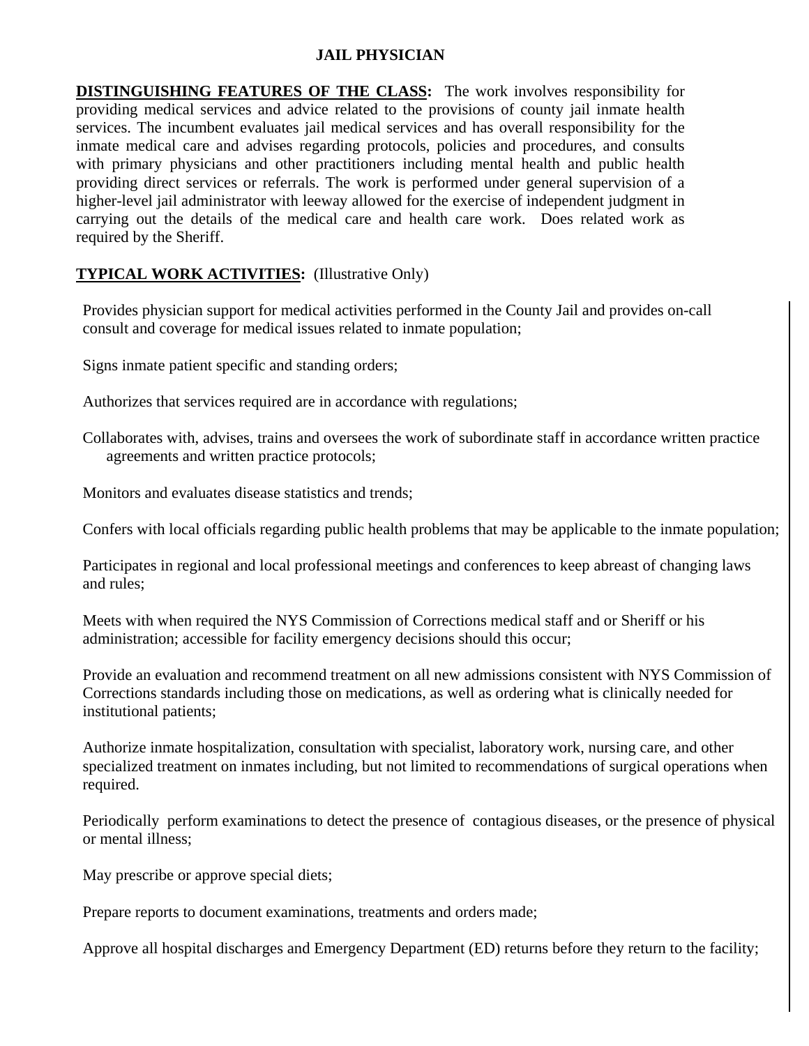# JAIL PHYSICIAN

**DISTINGUISHING FEATURES OF THE CLASS:** The work involves responsibility for providing medical services and advice related to the provisions of county jail inmate health services. The incumbent evaluates jail medical services and has overall responsibility for the inmate medical care and advises regarding protocols, policies and procedures, and consults with primary physicians and other practitioners including mental health and public health providing direct services or referrals. The work is performed under general supervision of a higher-level jail administrator with leeway allowed for the exercise of independent judgment in carrying out the details of the medical care and health care work. Does related work as required by the Sheriff.

**TYPICAL WORK ACTIVITIES:** (Illustrative Only)

Provides physician support for medical activities performed in the County Jail and provides on-call consult and coverage for medical issues related to inmate population;

Signs inmate patient specific and standing orders;

Authorizes that services required are in accordance with regulations;

Collaborates with, advises, trains and oversees the work of subordinate staff in accordance written practice agreements and written practice protocols;

Monitors and evaluates disease statistics and trends;

Confers with local officials regarding public health problems that may be applicable to the inmate population;

Participates in regional and local professional meetings and conferences to keep abreast of changing laws and rules;

Meets with when required the NYS Commission of Corrections medical staff and or Sheriff or his administration; accessible for facility emergency decisions should this occur;

Provide an evaluation and recommend treatment on all new admissions consistent with NYS Commission of Corrections standards including those on medications, as well as ordering what is clinically needed for institutional patients;

Authorize inmate hospitalization, consultation with specialist, laboratory work, nursing care, and other specialized treatment on inmates including, but not limited to recommendations of surgical operations when required.

Periodically perform examinations to detect the presence of contagious diseases, or the presence of physical or mental illness;

May prescribe or approve special diets;

Prepare reports to document examinations, treatments and orders made;

Approve all hospital discharges and Emergency Department (ED) returns before they return to the facility;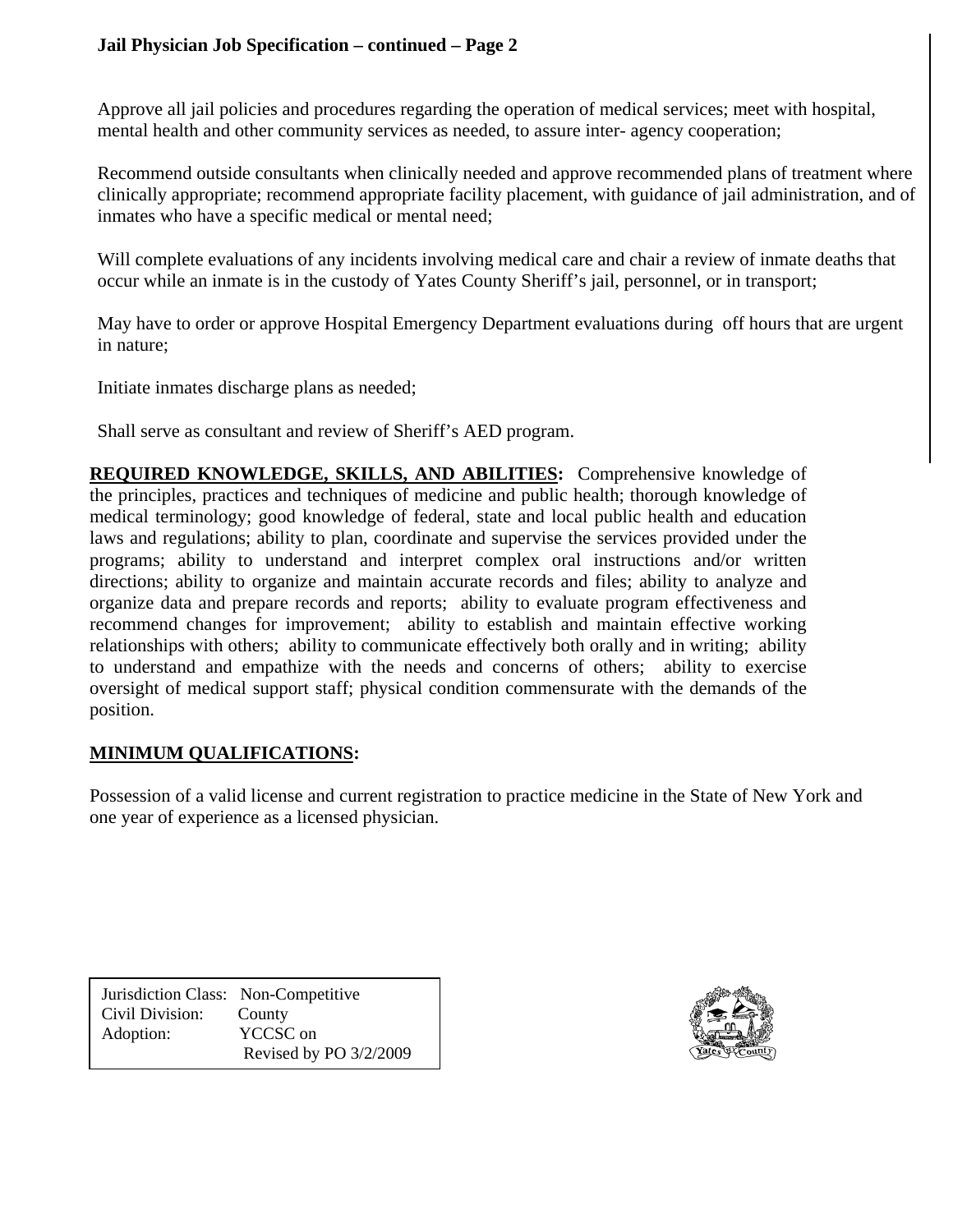Approve all jail policies and procedures regarding the operation of medical services; meet with hospital, mental health and other community services as needed, to assure inter- agency cooperation;

Recommend outside consultants when clinically needed and approve recommended plans of treatment where clinically appropriate; recommend appropriate facility placement, with guidance of jail administration, and of inmates who have a specific medical or mental need;

Will complete evaluations of any incidents involving medical care and chair a review of inmate deaths that occur while an inmate is in the custody of Yates County Sheriff's jail, personnel, or in transport;

May have to order or approve Hospital Emergency Department evaluations during off hours that are urgent in nature;

Initiate inmates discharge plans as needed;

Shall serve as consultant and review of Sheriff's AED program.

**REQUIRED KNOWLEDGE, SKILLS, AND ABILITIES:** Comprehensive knowledge of the principles, practices and techniques of medicine and public health; thorough knowledge of medical terminology; good knowledge of federal, state and local public health and education laws and regulations; ability to plan, coordinate and supervise the services provided under the programs; ability to understand and interpret complex oral instructions and/or written directions; ability to organize and maintain accurate records and files; ability to analyze and organize data and prepare records and reports; ability to evaluate program effectiveness and recommend changes for improvement; ability to establish and maintain effective working relationships with others; ability to communicate effectively both orally and in writing; ability to understand and empathize with the needs and concerns of others; ability to exercise oversight of medical support staff; physical condition commensurate with the demands of the position.

## MINIMUM QUALIFICATIONS:

Possession of a valid license and current registration to practice medicine in the State of New York and one year of experience as a licensed physician.

| | |
|---|---|
| Jurisdiction Class: | Non-Competitive |
| Civil Division: | County |
| Adoption: | YCCSC on |
| | Revised by PO 3/2/2009 |